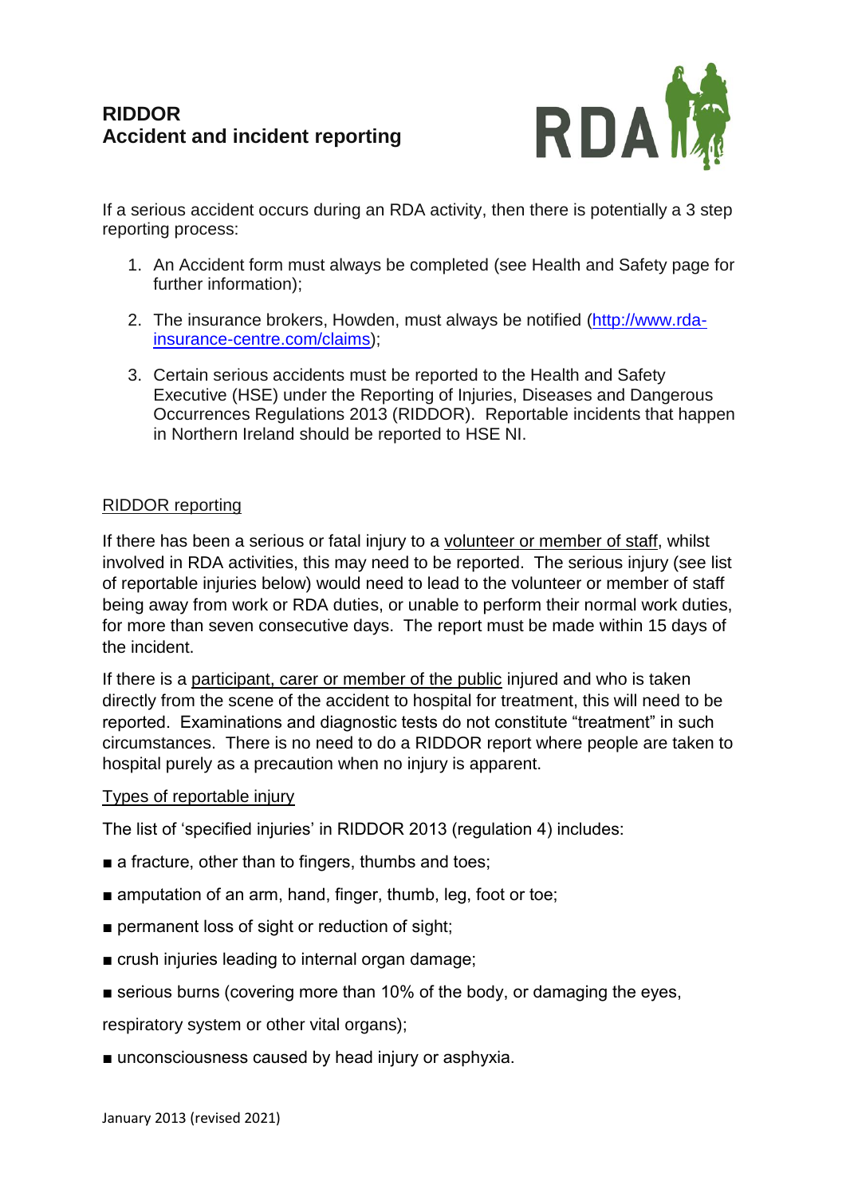# RIDDOR
## Accident and incident reporting

If a serious accident occurs during an RDA activity, then there is potentially a 3 step reporting process:

1. An Accident form must always be completed (see Health and Safety page for further information);
2. The insurance brokers, Howden, must always be notified ([http://www.rda-insurance-centre.com/claims](http://www.rda-insurance-centre.com/claims));
3. Certain serious accidents must be reported to the Health and Safety Executive (HSE) under the Reporting of Injuries, Diseases and Dangerous Occurrences Regulations 2013 (RIDDOR). Reportable incidents that happen in Northern Ireland should be reported to HSE NI.

### RIDDOR reporting

If there has been a serious or fatal injury to a volunteer or member of staff, whilst involved in RDA activities, this may need to be reported. The serious injury (see list of reportable injuries below) would need to lead to the volunteer or member of staff being away from work or RDA duties, or unable to perform their normal work duties, for more than seven consecutive days. The report must be made within 15 days of the incident.

If there is a participant, carer or member of the public injured and who is taken directly from the scene of the accident to hospital for treatment, this will need to be reported. Examinations and diagnostic tests do not constitute "treatment" in such circumstances. There is no need to do a RIDDOR report where people are taken to hospital purely as a precaution when no injury is apparent.

### Types of reportable injury

The list of 'specified injuries' in RIDDOR 2013 (regulation 4) includes:

- a fracture, other than to fingers, thumbs and toes;
- amputation of an arm, hand, finger, thumb, leg, foot or toe;
- permanent loss of sight or reduction of sight;
- crush injuries leading to internal organ damage;
- serious burns (covering more than 10% of the body, or damaging the eyes, respiratory system or other vital organs);
- unconsciousness caused by head injury or asphyxia.

January 2013 (revised 2021)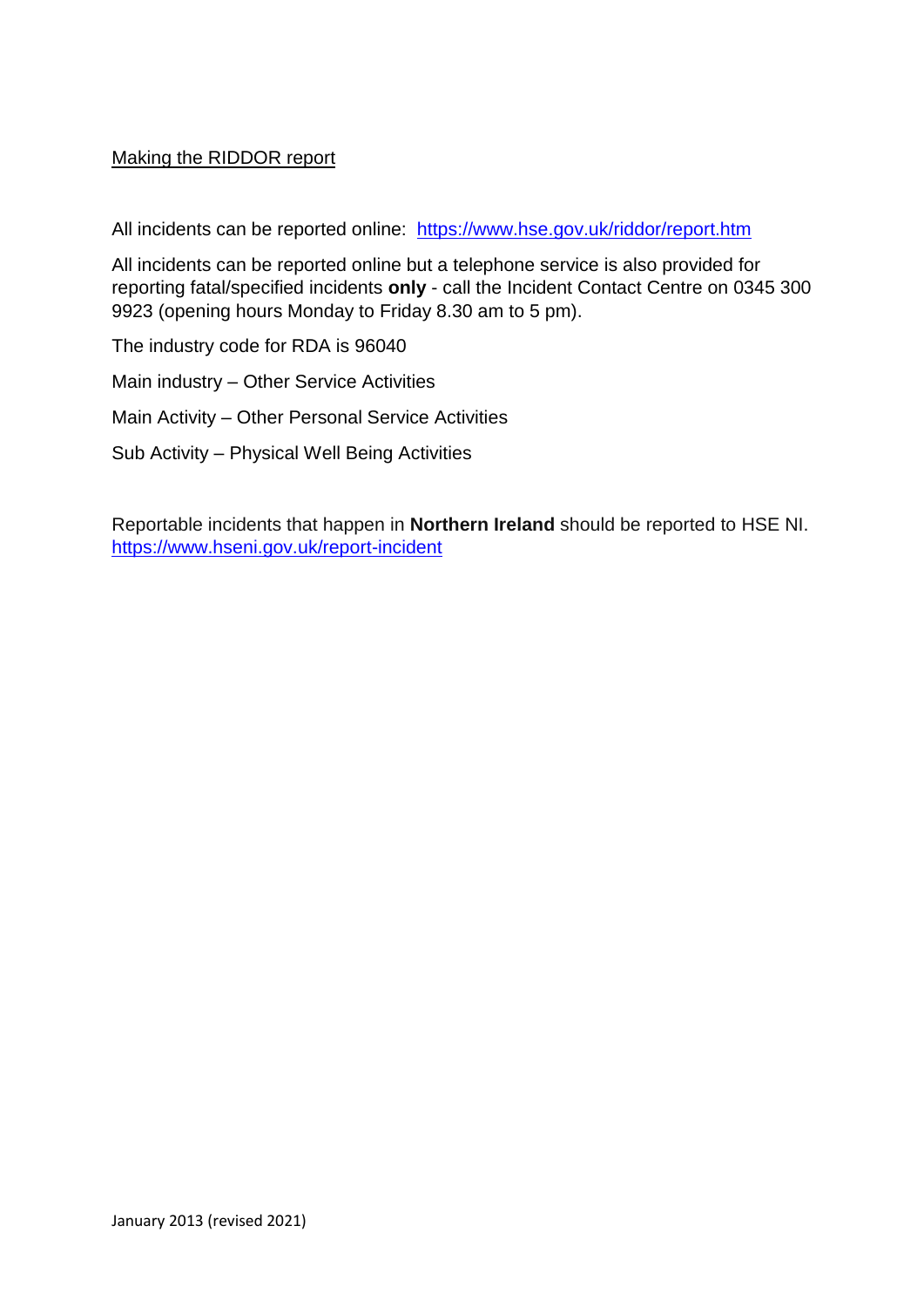Making the RIDDOR report

All incidents can be reported online: https://www.hse.gov.uk/riddor/report.htm

All incidents can be reported online but a telephone service is also provided for reporting fatal/specified incidents **only** - call the Incident Contact Centre on 0345 300 9923 (opening hours Monday to Friday 8.30 am to 5 pm).

The industry code for RDA is 96040

Main industry – Other Service Activities

Main Activity – Other Personal Service Activities

Sub Activity – Physical Well Being Activities

Reportable incidents that happen in **Northern Ireland** should be reported to HSE NI. https://www.hseni.gov.uk/report-incident

January 2013 (revised 2021)